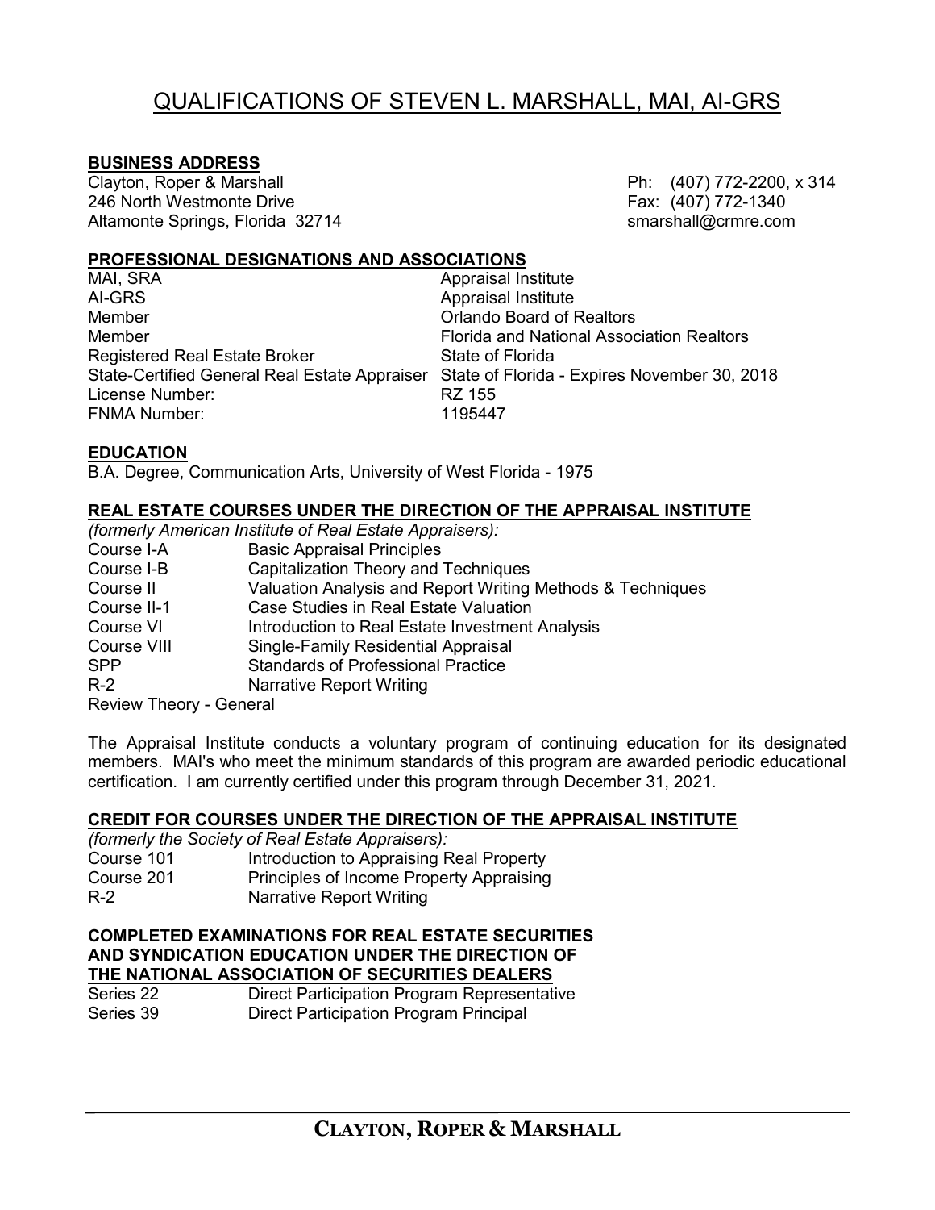# QUALIFICATIONS OF STEVEN L. MARSHALL, MAI, AI-GRS

## BUSINESS ADDRESS

Clayton, Roper & Marshall
246 North Westmonte Drive
Altamonte Springs, Florida 32714

Ph: (407) 772-2200, x 314
Fax: (407) 772-1340
smarshall@crmre.com

## PROFESSIONAL DESIGNATIONS AND ASSOCIATIONS

| | |
|---|---|
| MAI, SRA | Appraisal Institute |
| AI-GRS | Appraisal Institute |
| Member | Orlando Board of Realtors |
| Member | Florida and National Association Realtors |
| Registered Real Estate Broker | State of Florida |
| State-Certified General Real Estate Appraiser | State of Florida - Expires November 30, 2018 |
| License Number: | RZ 155 |
| FNMA Number: | 1195447 |

## EDUCATION

B.A. Degree, Communication Arts, University of West Florida - 1975

## REAL ESTATE COURSES UNDER THE DIRECTION OF THE APPRAISAL INSTITUTE

*(formerly American Institute of Real Estate Appraisers):*

| | |
|---|---|
| Course I-A | Basic Appraisal Principles |
| Course I-B | Capitalization Theory and Techniques |
| Course II | Valuation Analysis and Report Writing Methods & Techniques |
| Course II-1 | Case Studies in Real Estate Valuation |
| Course VI | Introduction to Real Estate Investment Analysis |
| Course VIII | Single-Family Residential Appraisal |
| SPP | Standards of Professional Practice |
| R-2 | Narrative Report Writing |

Review Theory - General

The Appraisal Institute conducts a voluntary program of continuing education for its designated members. MAI's who meet the minimum standards of this program are awarded periodic educational certification. I am currently certified under this program through December 31, 2021.

## CREDIT FOR COURSES UNDER THE DIRECTION OF THE APPRAISAL INSTITUTE

*(formerly the Society of Real Estate Appraisers):*

| | |
|---|---|
| Course 101 | Introduction to Appraising Real Property |
| Course 201 | Principles of Income Property Appraising |
| R-2 | Narrative Report Writing |

## COMPLETED EXAMINATIONS FOR REAL ESTATE SECURITIES AND SYNDICATION EDUCATION UNDER THE DIRECTION OF THE NATIONAL ASSOCIATION OF SECURITIES DEALERS

| | |
|---|---|
| Series 22 | Direct Participation Program Representative |
| Series 39 | Direct Participation Program Principal |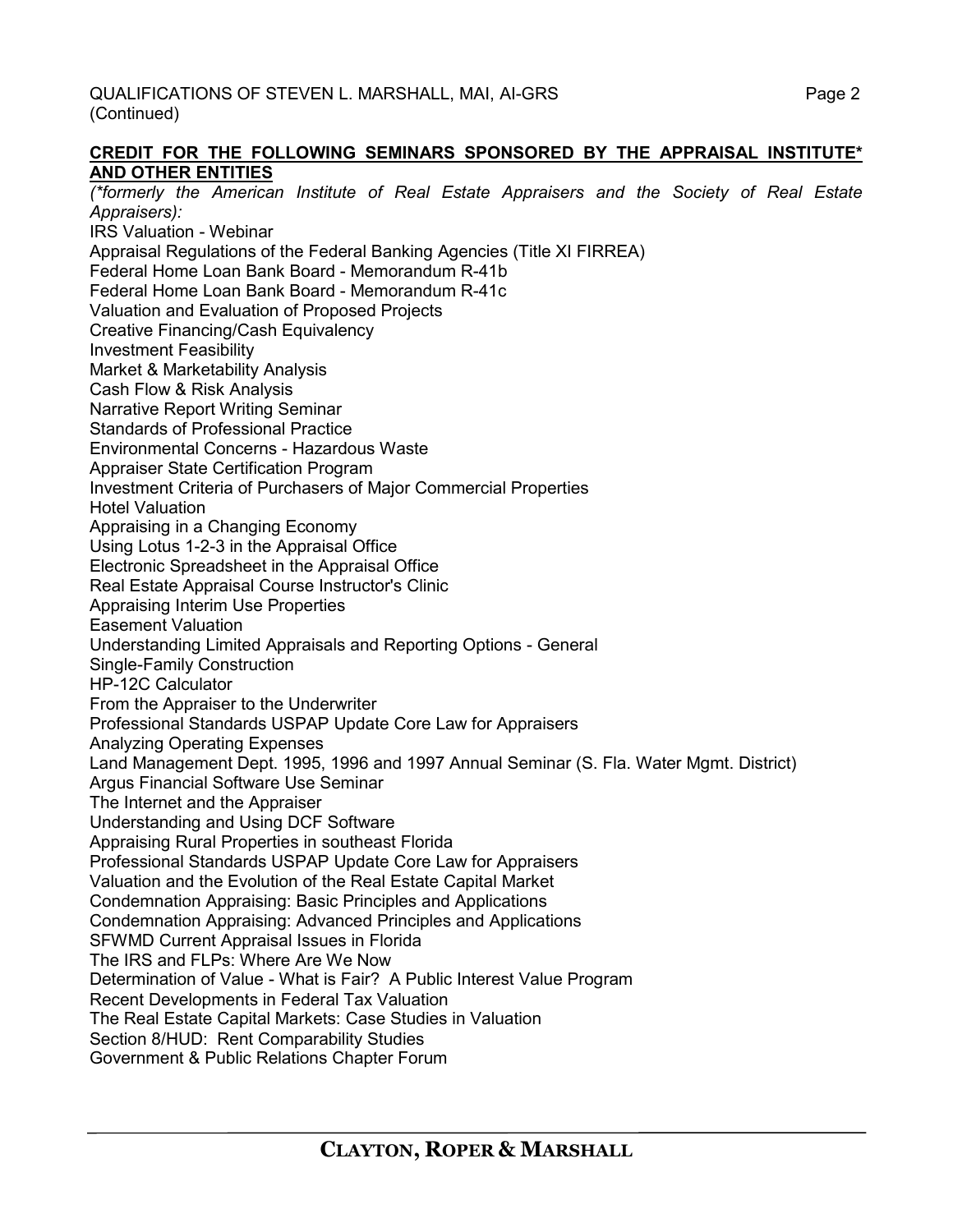## CREDIT FOR THE FOLLOWING SEMINARS SPONSORED BY THE APPRAISAL INSTITUTE* AND OTHER ENTITIES

*(*formerly the American Institute of Real Estate Appraisers and the Society of Real Estate Appraisers):*

IRS Valuation - Webinar
Appraisal Regulations of the Federal Banking Agencies (Title XI FIRREA)
Federal Home Loan Bank Board - Memorandum R-41b
Federal Home Loan Bank Board - Memorandum R-41c
Valuation and Evaluation of Proposed Projects
Creative Financing/Cash Equivalency
Investment Feasibility
Market & Marketability Analysis
Cash Flow & Risk Analysis
Narrative Report Writing Seminar
Standards of Professional Practice
Environmental Concerns - Hazardous Waste
Appraiser State Certification Program
Investment Criteria of Purchasers of Major Commercial Properties
Hotel Valuation
Appraising in a Changing Economy
Using Lotus 1-2-3 in the Appraisal Office
Electronic Spreadsheet in the Appraisal Office
Real Estate Appraisal Course Instructor's Clinic
Appraising Interim Use Properties
Easement Valuation
Understanding Limited Appraisals and Reporting Options - General
Single-Family Construction
HP-12C Calculator
From the Appraiser to the Underwriter
Professional Standards USPAP Update Core Law for Appraisers
Analyzing Operating Expenses
Land Management Dept. 1995, 1996 and 1997 Annual Seminar (S. Fla. Water Mgmt. District)
Argus Financial Software Use Seminar
The Internet and the Appraiser
Understanding and Using DCF Software
Appraising Rural Properties in southeast Florida
Professional Standards USPAP Update Core Law for Appraisers
Valuation and the Evolution of the Real Estate Capital Market
Condemnation Appraising: Basic Principles and Applications
Condemnation Appraising: Advanced Principles and Applications
SFWMD Current Appraisal Issues in Florida
The IRS and FLPs: Where Are We Now
Determination of Value - What is Fair? A Public Interest Value Program
Recent Developments in Federal Tax Valuation
The Real Estate Capital Markets: Case Studies in Valuation
Section 8/HUD: Rent Comparability Studies
Government & Public Relations Chapter Forum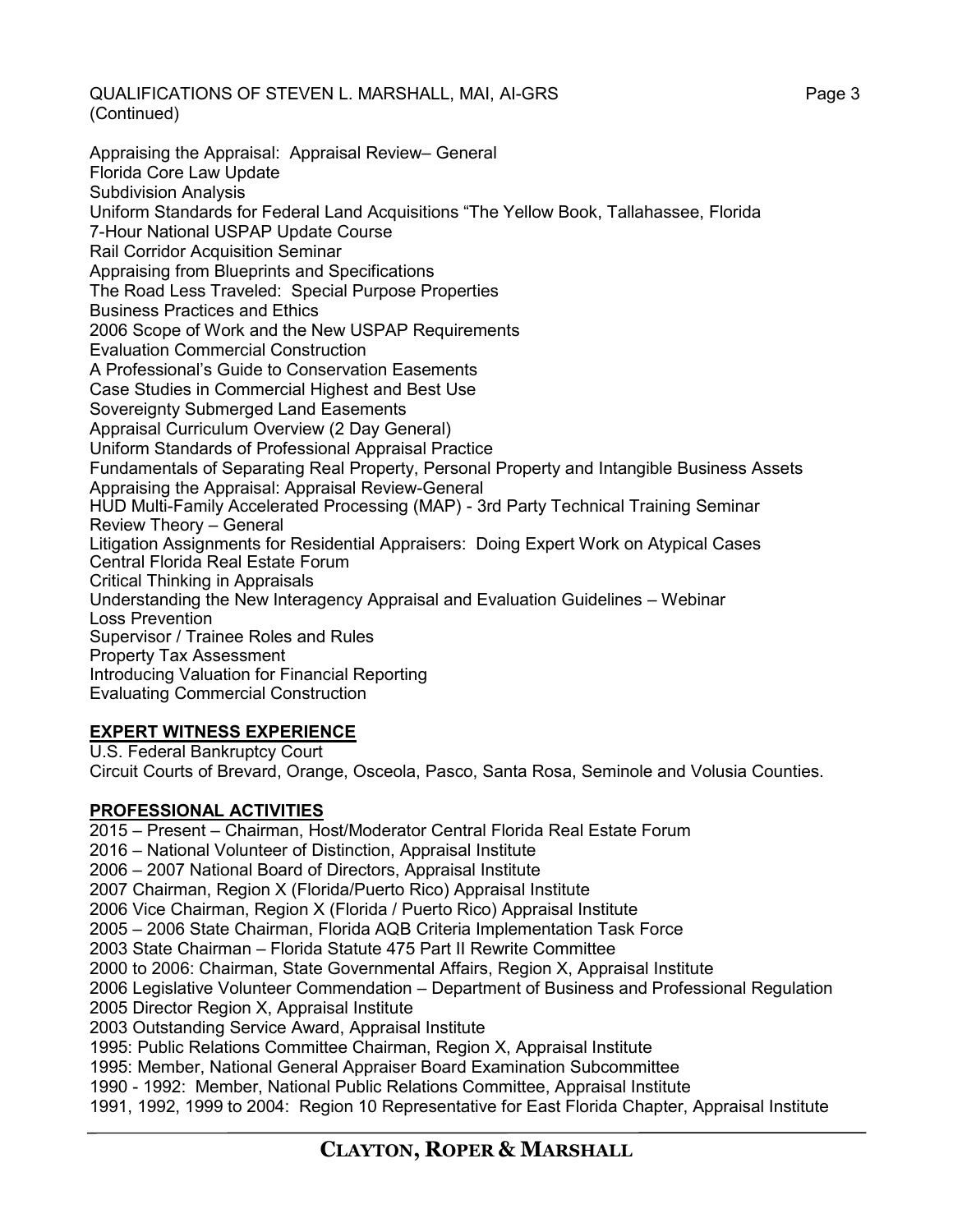Appraising the Appraisal: Appraisal Review– General
Florida Core Law Update
Subdivision Analysis
Uniform Standards for Federal Land Acquisitions “The Yellow Book, Tallahassee, Florida
7-Hour National USPAP Update Course
Rail Corridor Acquisition Seminar
Appraising from Blueprints and Specifications
The Road Less Traveled: Special Purpose Properties
Business Practices and Ethics
2006 Scope of Work and the New USPAP Requirements
Evaluation Commercial Construction
A Professional’s Guide to Conservation Easements
Case Studies in Commercial Highest and Best Use
Sovereignty Submerged Land Easements
Appraisal Curriculum Overview (2 Day General)
Uniform Standards of Professional Appraisal Practice
Fundamentals of Separating Real Property, Personal Property and Intangible Business Assets
Appraising the Appraisal: Appraisal Review-General
HUD Multi-Family Accelerated Processing (MAP) - 3rd Party Technical Training Seminar
Review Theory – General
Litigation Assignments for Residential Appraisers: Doing Expert Work on Atypical Cases
Central Florida Real Estate Forum
Critical Thinking in Appraisals
Understanding the New Interagency Appraisal and Evaluation Guidelines – Webinar
Loss Prevention
Supervisor / Trainee Roles and Rules
Property Tax Assessment
Introducing Valuation for Financial Reporting
Evaluating Commercial Construction

## EXPERT WITNESS EXPERIENCE

U.S. Federal Bankruptcy Court
Circuit Courts of Brevard, Orange, Osceola, Pasco, Santa Rosa, Seminole and Volusia Counties.

## PROFESSIONAL ACTIVITIES

2015 – Present – Chairman, Host/Moderator Central Florida Real Estate Forum
2016 – National Volunteer of Distinction, Appraisal Institute
2006 – 2007 National Board of Directors, Appraisal Institute
2007 Chairman, Region X (Florida/Puerto Rico) Appraisal Institute
2006 Vice Chairman, Region X (Florida / Puerto Rico) Appraisal Institute
2005 – 2006 State Chairman, Florida AQB Criteria Implementation Task Force
2003 State Chairman – Florida Statute 475 Part II Rewrite Committee
2000 to 2006: Chairman, State Governmental Affairs, Region X, Appraisal Institute
2006 Legislative Volunteer Commendation – Department of Business and Professional Regulation
2005 Director Region X, Appraisal Institute
2003 Outstanding Service Award, Appraisal Institute
1995: Public Relations Committee Chairman, Region X, Appraisal Institute
1995: Member, National General Appraiser Board Examination Subcommittee
1990 - 1992: Member, National Public Relations Committee, Appraisal Institute
1991, 1992, 1999 to 2004: Region 10 Representative for East Florida Chapter, Appraisal Institute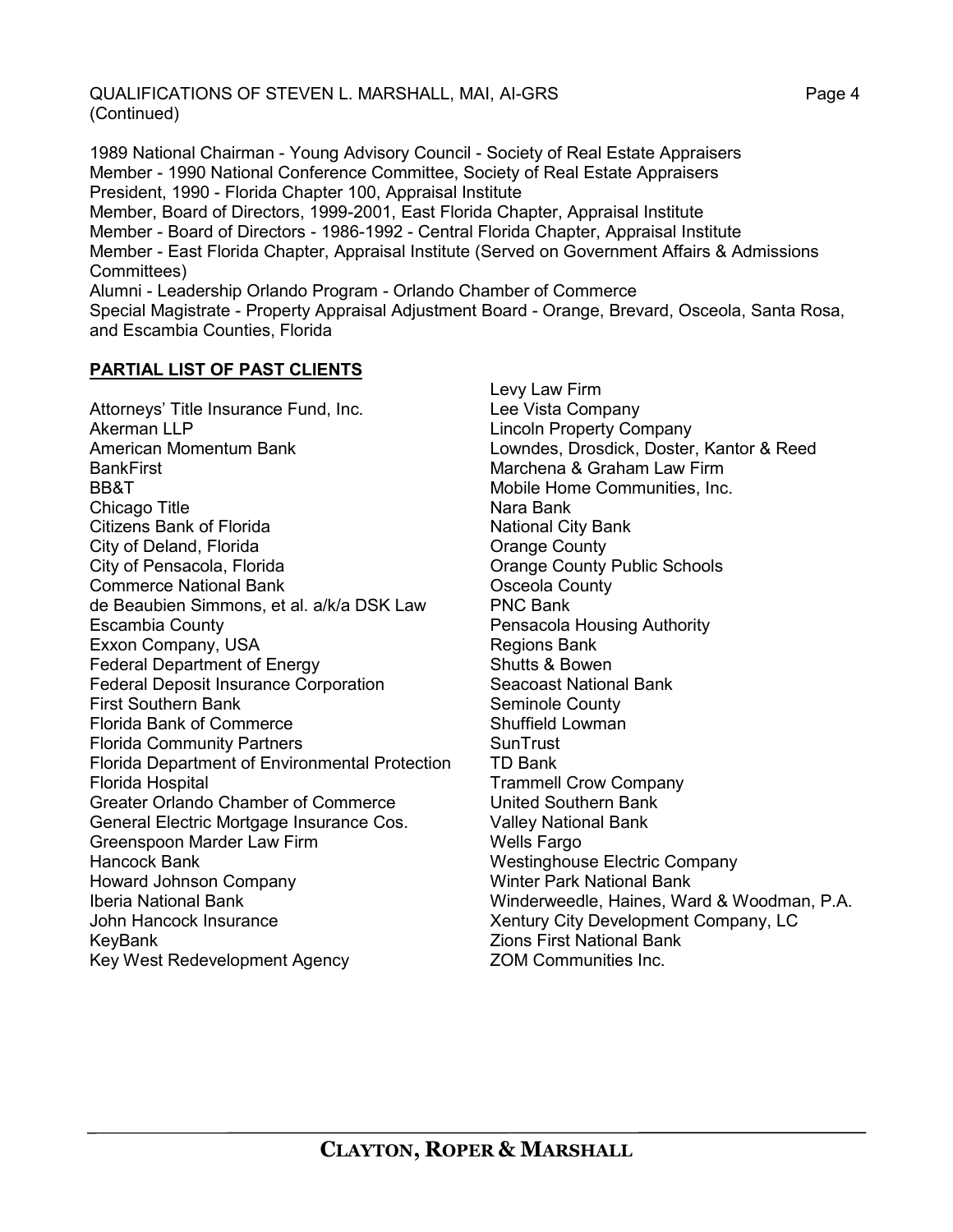1989 National Chairman - Young Advisory Council - Society of Real Estate Appraisers
Member - 1990 National Conference Committee, Society of Real Estate Appraisers
President, 1990 - Florida Chapter 100, Appraisal Institute
Member, Board of Directors, 1999-2001, East Florida Chapter, Appraisal Institute
Member - Board of Directors - 1986-1992 - Central Florida Chapter, Appraisal Institute
Member - East Florida Chapter, Appraisal Institute (Served on Government Affairs & Admissions Committees)
Alumni - Leadership Orlando Program - Orlando Chamber of Commerce
Special Magistrate - Property Appraisal Adjustment Board - Orange, Brevard, Osceola, Santa Rosa, and Escambia Counties, Florida

**PARTIAL LIST OF PAST CLIENTS**

Attorneys' Title Insurance Fund, Inc.
Akerman LLP
American Momentum Bank
BankFirst
BB&T
Chicago Title
Citizens Bank of Florida
City of Deland, Florida
City of Pensacola, Florida
Commerce National Bank
de Beaubien Simmons, et al. a/k/a DSK Law
Escambia County
Exxon Company, USA
Federal Department of Energy
Federal Deposit Insurance Corporation
First Southern Bank
Florida Bank of Commerce
Florida Community Partners
Florida Department of Environmental Protection
Florida Hospital
Greater Orlando Chamber of Commerce
General Electric Mortgage Insurance Cos.
Greenspoon Marder Law Firm
Hancock Bank
Howard Johnson Company
Iberia National Bank
John Hancock Insurance
KeyBank
Key West Redevelopment Agency
Levy Law Firm
Lee Vista Company
Lincoln Property Company
Lowndes, Drosdick, Doster, Kantor & Reed
Marchena & Graham Law Firm
Mobile Home Communities, Inc.
Nara Bank
National City Bank
Orange County
Orange County Public Schools
Osceola County
PNC Bank
Pensacola Housing Authority
Regions Bank
Shutts & Bowen
Seacoast National Bank
Seminole County
Shuffield Lowman
SunTrust
TD Bank
Trammell Crow Company
United Southern Bank
Valley National Bank
Wells Fargo
Westinghouse Electric Company
Winter Park National Bank
Winderweedle, Haines, Ward & Woodman, P.A.
Xentury City Development Company, LC
Zions First National Bank
ZOM Communities Inc.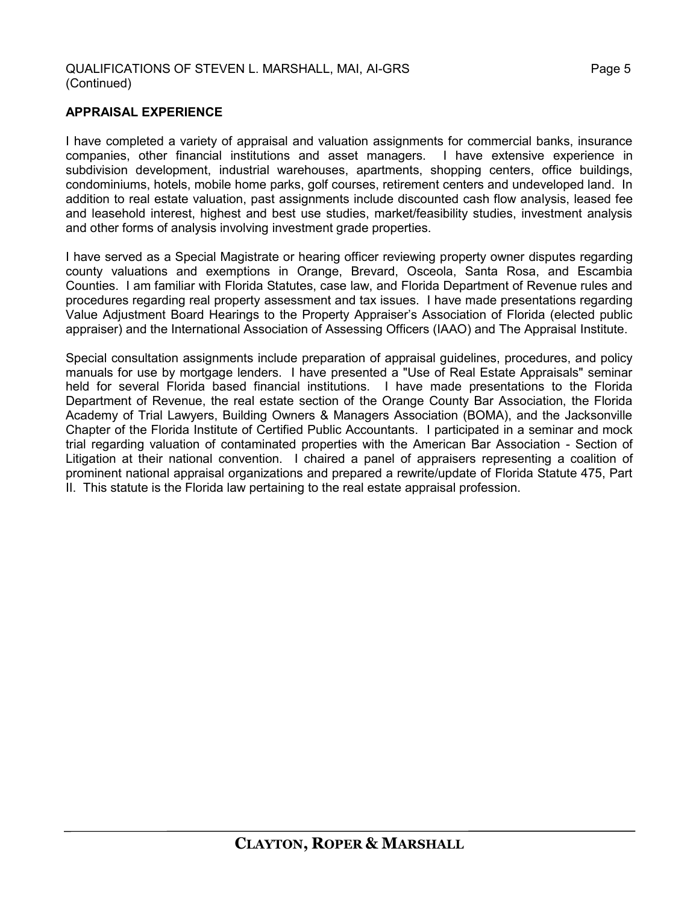**APPRAISAL EXPERIENCE**

I have completed a variety of appraisal and valuation assignments for commercial banks, insurance companies, other financial institutions and asset managers. I have extensive experience in subdivision development, industrial warehouses, apartments, shopping centers, office buildings, condominiums, hotels, mobile home parks, golf courses, retirement centers and undeveloped land. In addition to real estate valuation, past assignments include discounted cash flow analysis, leased fee and leasehold interest, highest and best use studies, market/feasibility studies, investment analysis and other forms of analysis involving investment grade properties.

I have served as a Special Magistrate or hearing officer reviewing property owner disputes regarding county valuations and exemptions in Orange, Brevard, Osceola, Santa Rosa, and Escambia Counties. I am familiar with Florida Statutes, case law, and Florida Department of Revenue rules and procedures regarding real property assessment and tax issues. I have made presentations regarding Value Adjustment Board Hearings to the Property Appraiser's Association of Florida (elected public appraiser) and the International Association of Assessing Officers (IAAO) and The Appraisal Institute.

Special consultation assignments include preparation of appraisal guidelines, procedures, and policy manuals for use by mortgage lenders. I have presented a "Use of Real Estate Appraisals" seminar held for several Florida based financial institutions. I have made presentations to the Florida Department of Revenue, the real estate section of the Orange County Bar Association, the Florida Academy of Trial Lawyers, Building Owners & Managers Association (BOMA), and the Jacksonville Chapter of the Florida Institute of Certified Public Accountants. I participated in a seminar and mock trial regarding valuation of contaminated properties with the American Bar Association - Section of Litigation at their national convention. I chaired a panel of appraisers representing a coalition of prominent national appraisal organizations and prepared a rewrite/update of Florida Statute 475, Part II. This statute is the Florida law pertaining to the real estate appraisal profession.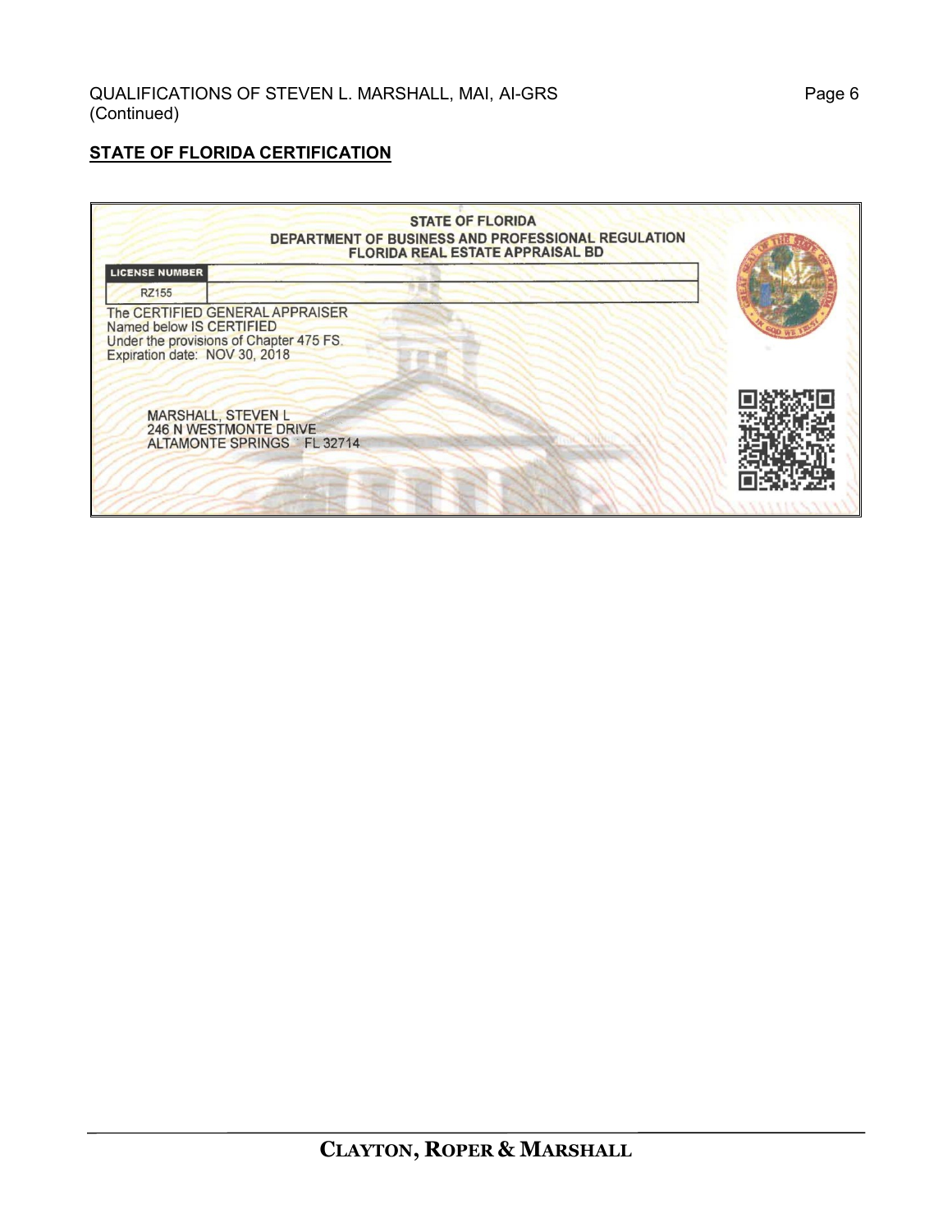QUALIFICATIONS OF STEVEN L. MARSHALL, MAI, AI-GRS
(Continued)

## STATE OF FLORIDA CERTIFICATION

STATE OF FLORIDA
DEPARTMENT OF BUSINESS AND PROFESSIONAL REGULATION
FLORIDA REAL ESTATE APPRAISAL BD

| LICENSE NUMBER | |
|---|---|
| RZ155 | |

The CERTIFIED GENERAL APPRAISER
Named below IS CERTIFIED
Under the provisions of Chapter 475 FS.
Expiration date: NOV 30, 2018

MARSHALL, STEVEN L
246 N WESTMONTE DRIVE
ALTAMONTE SPRINGS FL 32714